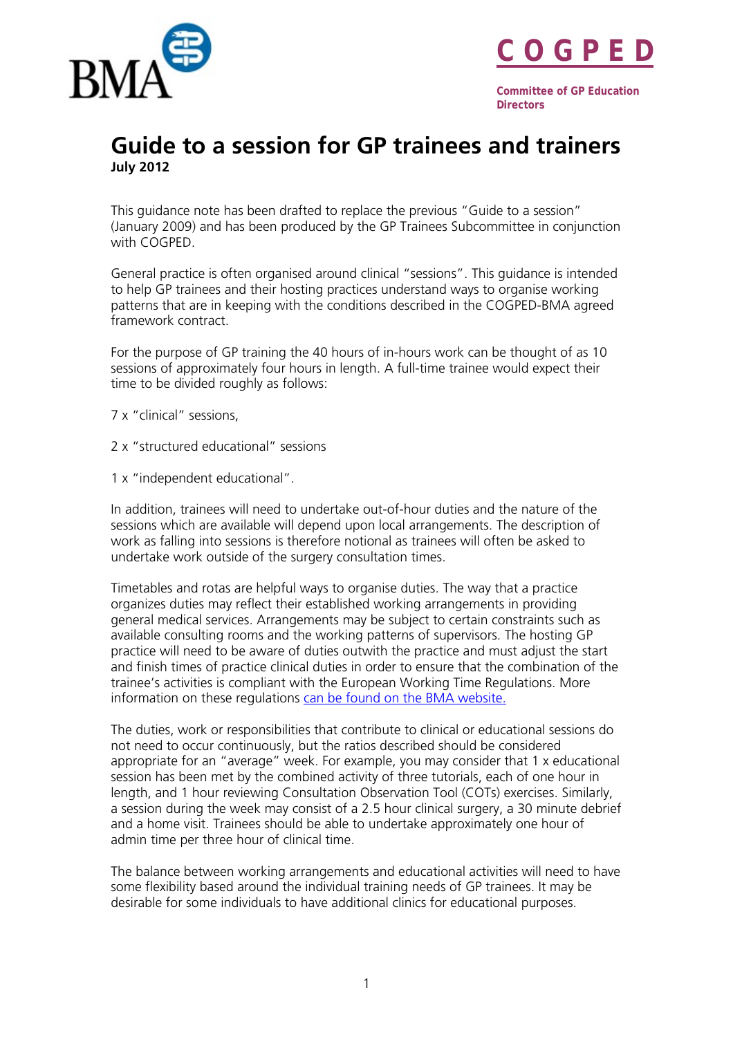COGPED

Committee of GP Education Directors

# Guide to a session for GP trainees and trainers

**July 2012**

This guidance note has been drafted to replace the previous "Guide to a session" (January 2009) and has been produced by the GP Trainees Subcommittee in conjunction with COGPED.

General practice is often organised around clinical "sessions". This guidance is intended to help GP trainees and their hosting practices understand ways to organise working patterns that are in keeping with the conditions described in the COGPED-BMA agreed framework contract.

For the purpose of GP training the 40 hours of in-hours work can be thought of as 10 sessions of approximately four hours in length. A full-time trainee would expect their time to be divided roughly as follows:

7 x "clinical" sessions,

2 x "structured educational" sessions

1 x "independent educational".

In addition, trainees will need to undertake out-of-hour duties and the nature of the sessions which are available will depend upon local arrangements. The description of work as falling into sessions is therefore notional as trainees will often be asked to undertake work outside of the surgery consultation times.

Timetables and rotas are helpful ways to organise duties. The way that a practice organizes duties may reflect their established working arrangements in providing general medical services. Arrangements may be subject to certain constraints such as available consulting rooms and the working patterns of supervisors. The hosting GP practice will need to be aware of duties outwith the practice and must adjust the start and finish times of practice clinical duties in order to ensure that the combination of the trainee's activities is compliant with the European Working Time Regulations. More information on these regulations can be found on the BMA website.

The duties, work or responsibilities that contribute to clinical or educational sessions do not need to occur continuously, but the ratios described should be considered appropriate for an "average" week. For example, you may consider that 1 x educational session has been met by the combined activity of three tutorials, each of one hour in length, and 1 hour reviewing Consultation Observation Tool (COTs) exercises. Similarly, a session during the week may consist of a 2.5 hour clinical surgery, a 30 minute debrief and a home visit. Trainees should be able to undertake approximately one hour of admin time per three hour of clinical time.

The balance between working arrangements and educational activities will need to have some flexibility based around the individual training needs of GP trainees. It may be desirable for some individuals to have additional clinics for educational purposes.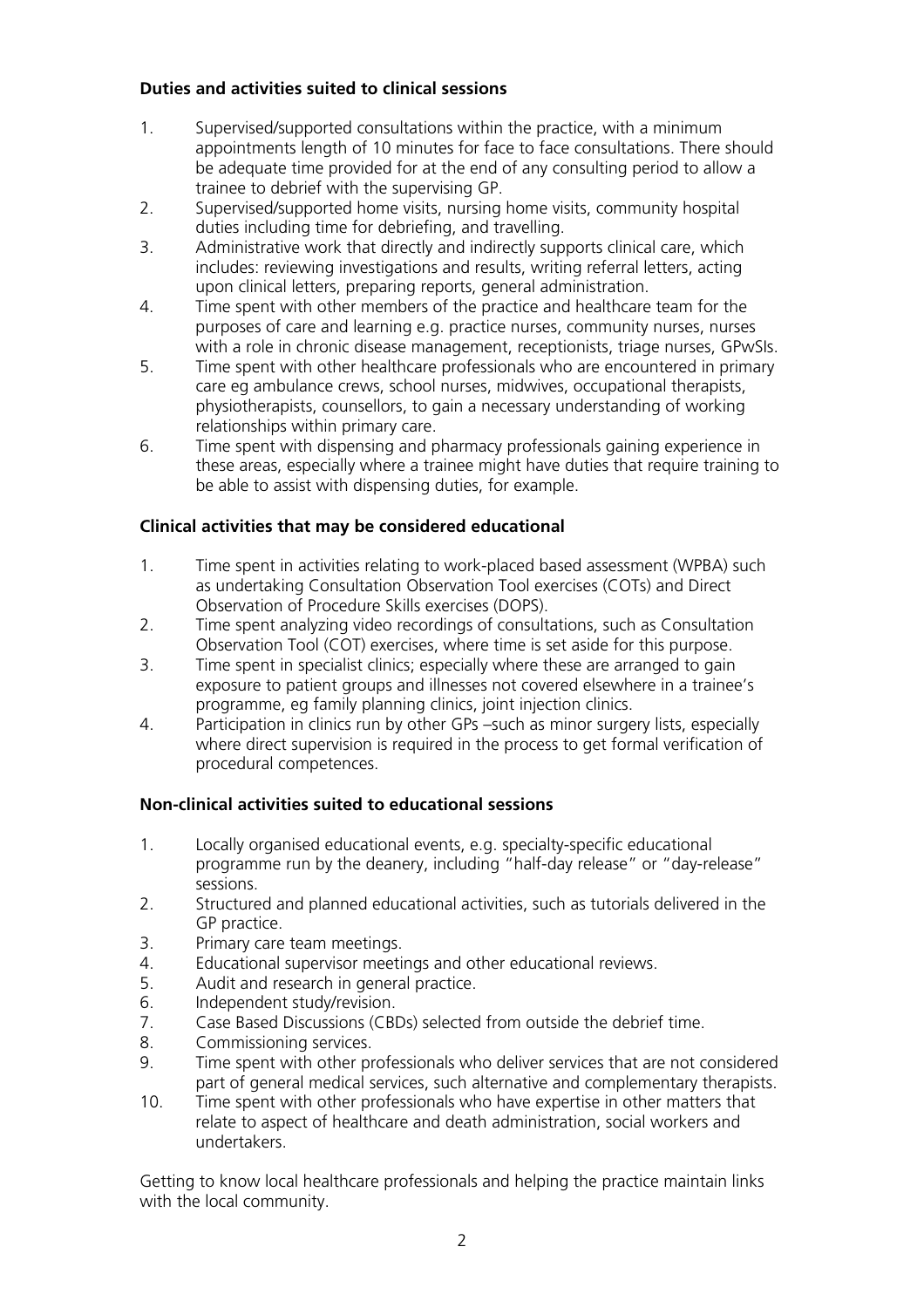**Duties and activities suited to clinical sessions**

1. Supervised/supported consultations within the practice, with a minimum appointments length of 10 minutes for face to face consultations. There should be adequate time provided for at the end of any consulting period to allow a trainee to debrief with the supervising GP.
2. Supervised/supported home visits, nursing home visits, community hospital duties including time for debriefing, and travelling.
3. Administrative work that directly and indirectly supports clinical care, which includes: reviewing investigations and results, writing referral letters, acting upon clinical letters, preparing reports, general administration.
4. Time spent with other members of the practice and healthcare team for the purposes of care and learning e.g. practice nurses, community nurses, nurses with a role in chronic disease management, receptionists, triage nurses, GPwSIs.
5. Time spent with other healthcare professionals who are encountered in primary care eg ambulance crews, school nurses, midwives, occupational therapists, physiotherapists, counsellors, to gain a necessary understanding of working relationships within primary care.
6. Time spent with dispensing and pharmacy professionals gaining experience in these areas, especially where a trainee might have duties that require training to be able to assist with dispensing duties, for example.

**Clinical activities that may be considered educational**

1. Time spent in activities relating to work-placed based assessment (WPBA) such as undertaking Consultation Observation Tool exercises (COTs) and Direct Observation of Procedure Skills exercises (DOPS).
2. Time spent analyzing video recordings of consultations, such as Consultation Observation Tool (COT) exercises, where time is set aside for this purpose.
3. Time spent in specialist clinics; especially where these are arranged to gain exposure to patient groups and illnesses not covered elsewhere in a trainee's programme, eg family planning clinics, joint injection clinics.
4. Participation in clinics run by other GPs –such as minor surgery lists, especially where direct supervision is required in the process to get formal verification of procedural competences.

**Non-clinical activities suited to educational sessions**

1. Locally organised educational events, e.g. specialty-specific educational programme run by the deanery, including "half-day release" or "day-release" sessions.
2. Structured and planned educational activities, such as tutorials delivered in the GP practice.
3. Primary care team meetings.
4. Educational supervisor meetings and other educational reviews.
5. Audit and research in general practice.
6. Independent study/revision.
7. Case Based Discussions (CBDs) selected from outside the debrief time.
8. Commissioning services.
9. Time spent with other professionals who deliver services that are not considered part of general medical services, such alternative and complementary therapists.
10. Time spent with other professionals who have expertise in other matters that relate to aspect of healthcare and death administration, social workers and undertakers.

Getting to know local healthcare professionals and helping the practice maintain links with the local community.